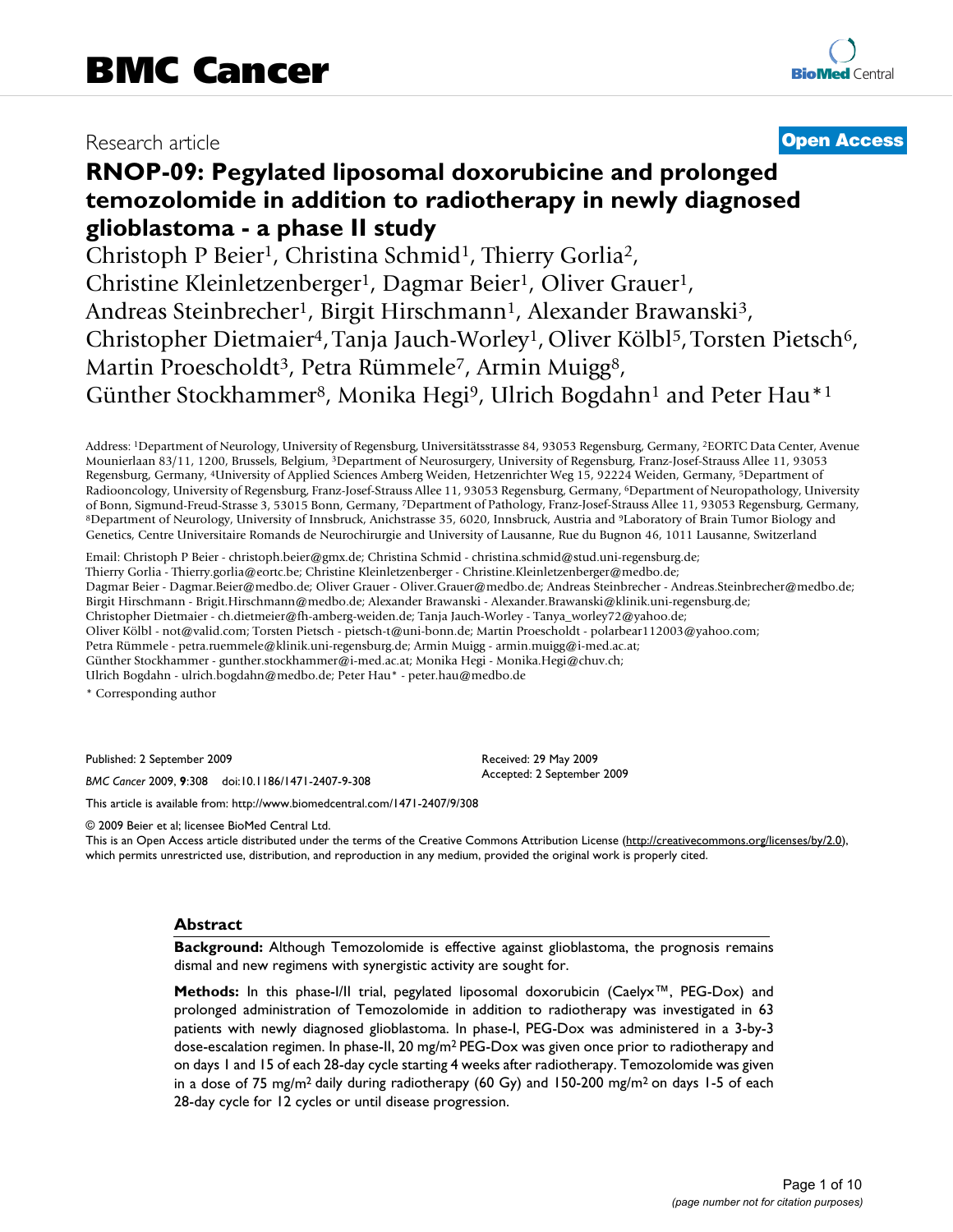# BMC Cancer

Research article

**Open Access**

# RNOP-09: Pegylated liposomal doxorubicine and prolonged temozolomide in addition to radiotherapy in newly diagnosed glioblastoma - a phase II study

Christoph P Beier[1], Christina Schmid[1], Thierry Gorlia[2], Christine Kleinletzenberger[1], Dagmar Beier[1], Oliver Grauer[1], Andreas Steinbrecher[1], Birgit Hirschmann[1], Alexander Brawanski[3], Christopher Dietmaier[4], Tanja Jauch-Worley[1], Oliver Kölbl[5], Torsten Pietsch[6], Martin Proescholdt[3], Petra Rümmele[7], Armin Muigg[8], Günther Stockhammer[8], Monika Hegi[9], Ulrich Bogdahn[1] and Peter Hau*[1]

Address: [1]Department of Neurology, University of Regensburg, Universitätsstrasse 84, 93053 Regensburg, Germany, [2]EORTC Data Center, Avenue Mounierlaan 83/11, 1200, Brussels, Belgium, [3]Department of Neurosurgery, University of Regensburg, Franz-Josef-Strauss Allee 11, 93053 Regensburg, Germany, [4]University of Applied Sciences Amberg Weiden, Hetzenrichter Weg 15, 92224 Weiden, Germany, [5]Department of Radiooncology, University of Regensburg, Franz-Josef-Strauss Allee 11, 93053 Regensburg, Germany, [6]Department of Neuropathology, University of Bonn, Sigmund-Freud-Strasse 3, 53015 Bonn, Germany, [7]Department of Pathology, Franz-Josef-Strauss Allee 11, 93053 Regensburg, Germany, [8]Department of Neurology, University of Innsbruck, Anichstrasse 35, 6020, Innsbruck, Austria and [9]Laboratory of Brain Tumor Biology and Genetics, Centre Universitaire Romands de Neurochirurgie and University of Lausanne, Rue du Bugnon 46, 1011 Lausanne, Switzerland

Email: Christoph P Beier - christoph.beier@gmx.de; Christina Schmid - christina.schmid@stud.uni-regensburg.de; Thierry Gorlia - Thierry.gorlia@eortc.be; Christine Kleinletzenberger - Christine.Kleinletzenberger@medbo.de; Dagmar Beier - Dagmar.Beier@medbo.de; Oliver Grauer - Oliver.Grauer@medbo.de; Andreas Steinbrecher - Andreas.Steinbrecher@medbo.de; Birgit Hirschmann - Brigit.Hirschmann@medbo.de; Alexander Brawanski - Alexander.Brawanski@klinik.uni-regensburg.de; Christopher Dietmaier - ch.dietmeier@fh-amberg-weiden.de; Tanja Jauch-Worley - Tanya_worley72@yahoo.de; Oliver Kölbl - not@valid.com; Torsten Pietsch - pietsch-t@uni-bonn.de; Martin Proescholdt - polarbear112003@yahoo.com; Petra Rümmele - petra.ruemmele@klinik.uni-regensburg.de; Armin Muigg - armin.muigg@i-med.ac.at; Günther Stockhammer - gunther.stockhammer@i-med.ac.at; Monika Hegi - Monika.Hegi@chuv.ch; Ulrich Bogdahn - ulrich.bogdahn@medbo.de; Peter Hau* - peter.hau@medbo.de

\* Corresponding author

Published: 2 September 2009

*BMC Cancer* 2009, **9**:308 doi:10.1186/1471-2407-9-308

Received: 29 May 2009
Accepted: 2 September 2009

This article is available from: http://www.biomedcentral.com/1471-2407/9/308

© 2009 Beier et al; licensee BioMed Central Ltd.
This is an Open Access article distributed under the terms of the Creative Commons Attribution License (http://creativecommons.org/licenses/by/2.0), which permits unrestricted use, distribution, and reproduction in any medium, provided the original work is properly cited.

## Abstract

**Background:** Although Temozolomide is effective against glioblastoma, the prognosis remains dismal and new regimens with synergistic activity are sought for.

**Methods:** In this phase-I/II trial, pegylated liposomal doxorubicin (Caelyx™, PEG-Dox) and prolonged administration of Temozolomide in addition to radiotherapy was investigated in 63 patients with newly diagnosed glioblastoma. In phase-I, PEG-Dox was administered in a 3-by-3 dose-escalation regimen. In phase-II, 20 mg/m$^2$ PEG-Dox was given once prior to radiotherapy and on days 1 and 15 of each 28-day cycle starting 4 weeks after radiotherapy. Temozolomide was given in a dose of 75 mg/m$^2$ daily during radiotherapy (60 Gy) and 150-200 mg/m$^2$ on days 1-5 of each 28-day cycle for 12 cycles or until disease progression.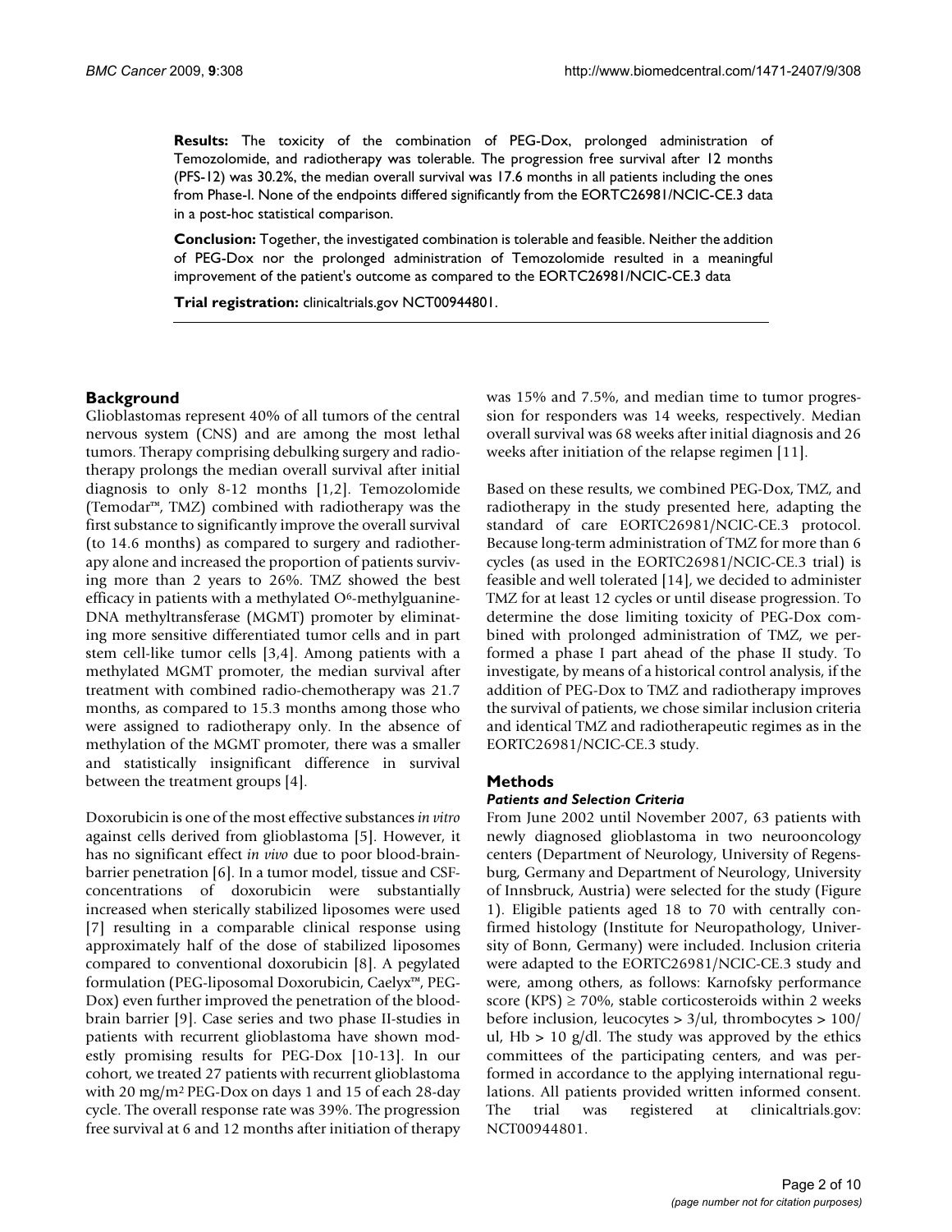**Results:** The toxicity of the combination of PEG-Dox, prolonged administration of Temozolomide, and radiotherapy was tolerable. The progression free survival after 12 months (PFS-12) was 30.2%, the median overall survival was 17.6 months in all patients including the ones from Phase-I. None of the endpoints differed significantly from the EORTC26981/NCIC-CE.3 data in a post-hoc statistical comparison.

**Conclusion:** Together, the investigated combination is tolerable and feasible. Neither the addition of PEG-Dox nor the prolonged administration of Temozolomide resulted in a meaningful improvement of the patient's outcome as compared to the EORTC26981/NCIC-CE.3 data

**Trial registration:** clinicaltrials.gov NCT00944801.

## Background

Glioblastomas represent 40% of all tumors of the central nervous system (CNS) and are among the most lethal tumors. Therapy comprising debulking surgery and radiotherapy prolongs the median overall survival after initial diagnosis to only 8-12 months [1,2]. Temozolomide (Temodar™, TMZ) combined with radiotherapy was the first substance to significantly improve the overall survival (to 14.6 months) as compared to surgery and radiotherapy alone and increased the proportion of patients surviving more than 2 years to 26%. TMZ showed the best efficacy in patients with a methylated $O^6$-methylguanine-DNA methyltransferase (MGMT) promoter by eliminating more sensitive differentiated tumor cells and in part stem cell-like tumor cells [3,4]. Among patients with a methylated MGMT promoter, the median survival after treatment with combined radio-chemotherapy was 21.7 months, as compared to 15.3 months among those who were assigned to radiotherapy only. In the absence of methylation of the MGMT promoter, there was a smaller and statistically insignificant difference in survival between the treatment groups [4].

Doxorubicin is one of the most effective substances *in vitro* against cells derived from glioblastoma [5]. However, it has no significant effect *in vivo* due to poor blood-brain-barrier penetration [6]. In a tumor model, tissue and CSF-concentrations of doxorubicin were substantially increased when sterically stabilized liposomes were used [7] resulting in a comparable clinical response using approximately half of the dose of stabilized liposomes compared to conventional doxorubicin [8]. A pegylated formulation (PEG-liposomal Doxorubicin, Caelyx™, PEG-Dox) even further improved the penetration of the blood-brain barrier [9]. Case series and two phase II-studies in patients with recurrent glioblastoma have shown modestly promising results for PEG-Dox [10-13]. In our cohort, we treated 27 patients with recurrent glioblastoma with 20 mg/m² PEG-Dox on days 1 and 15 of each 28-day cycle. The overall response rate was 39%. The progression free survival at 6 and 12 months after initiation of therapy was 15% and 7.5%, and median time to tumor progression for responders was 14 weeks, respectively. Median overall survival was 68 weeks after initial diagnosis and 26 weeks after initiation of the relapse regimen [11].

Based on these results, we combined PEG-Dox, TMZ, and radiotherapy in the study presented here, adapting the standard of care EORTC26981/NCIC-CE.3 protocol. Because long-term administration of TMZ for more than 6 cycles (as used in the EORTC26981/NCIC-CE.3 trial) is feasible and well tolerated [14], we decided to administer TMZ for at least 12 cycles or until disease progression. To determine the dose limiting toxicity of PEG-Dox combined with prolonged administration of TMZ, we performed a phase I part ahead of the phase II study. To investigate, by means of a historical control analysis, if the addition of PEG-Dox to TMZ and radiotherapy improves the survival of patients, we chose similar inclusion criteria and identical TMZ and radiotherapeutic regimes as in the EORTC26981/NCIC-CE.3 study.

## Methods

### *Patients and Selection Criteria*

From June 2002 until November 2007, 63 patients with newly diagnosed glioblastoma in two neurooncology centers (Department of Neurology, University of Regensburg, Germany and Department of Neurology, University of Innsbruck, Austria) were selected for the study (Figure 1). Eligible patients aged 18 to 70 with centrally confirmed histology (Institute for Neuropathology, University of Bonn, Germany) were included. Inclusion criteria were adapted to the EORTC26981/NCIC-CE.3 study and were, among others, as follows: Karnofsky performance score (KPS) ≥ 70%, stable corticosteroids within 2 weeks before inclusion, leucocytes > 3/ul, thrombocytes > 100/ul, Hb > 10 g/dl. The study was approved by the ethics committees of the participating centers, and was performed in accordance to the applying international regulations. All patients provided written informed consent. The trial was registered at clinicaltrials.gov: NCT00944801.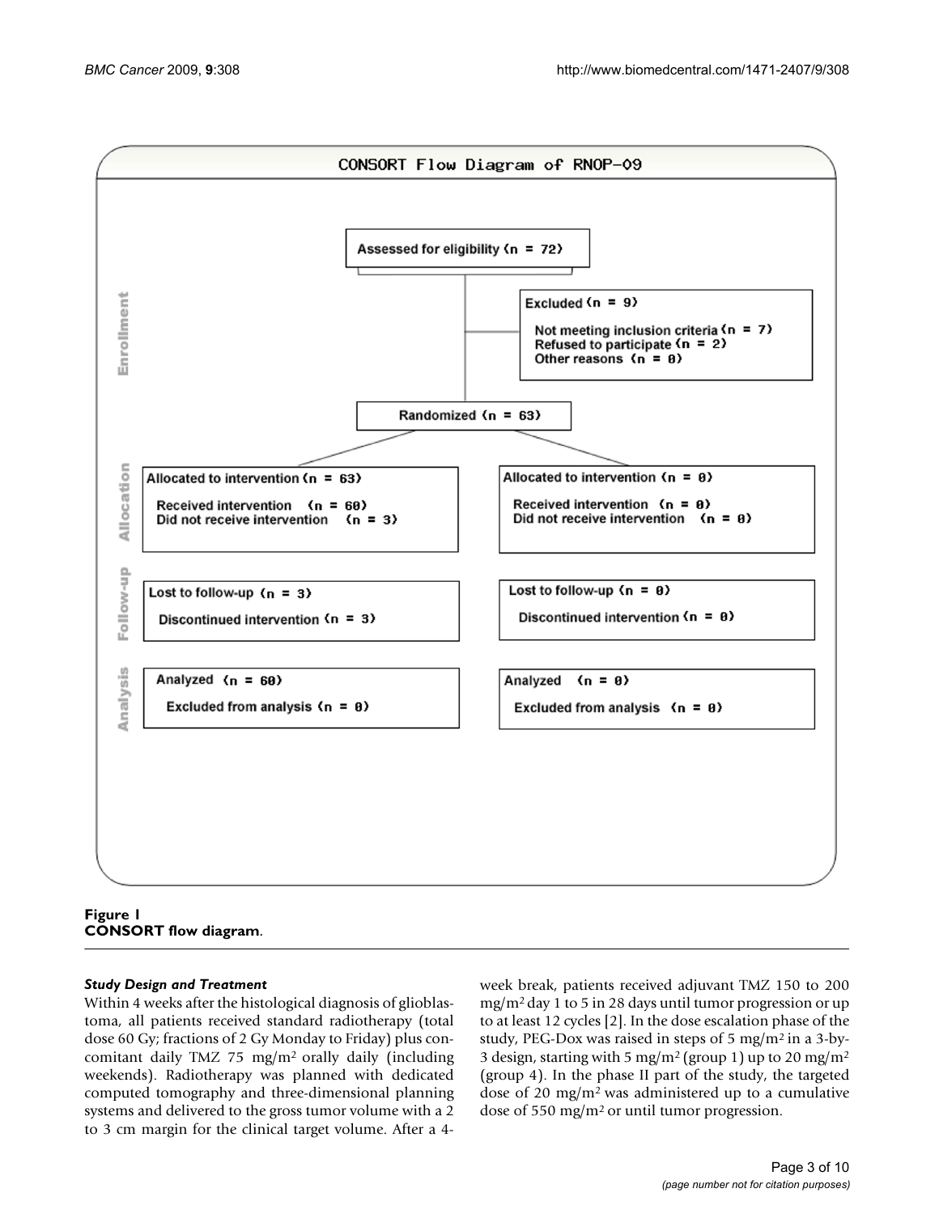**CONSORT Flow Diagram of RNOP-09**

**Enrollment**

Assessed for eligibility (n = 72)

Excluded (n = 9)
- Not meeting inclusion criteria (n = 7)
- Refused to participate (n = 2)
- Other reasons (n = 0)

Randomized (n = 63)

**Allocation**

| | |
|---|---|
| Allocated to intervention (n = 63) | Allocated to intervention (n = 0) |
| Received intervention (n = 60) | Received intervention (n = 0) |
| Did not receive intervention (n = 3) | Did not receive intervention (n = 0) |

**Follow-up**

| | |
|---|---|
| Lost to follow-up (n = 3) | Lost to follow-up (n = 0) |
| Discontinued intervention (n = 3) | Discontinued intervention (n = 0) |

**Analysis**

| | |
|---|---|
| Analyzed (n = 60) | Analyzed (n = 0) |
| Excluded from analysis (n = 0) | Excluded from analysis (n = 0) |

**Figure 1**
**CONSORT flow diagram**.

### *Study Design and Treatment*

Within 4 weeks after the histological diagnosis of glioblastoma, all patients received standard radiotherapy (total dose 60 Gy; fractions of 2 Gy Monday to Friday) plus concomitant daily TMZ 75 mg/m$^2$ orally daily (including weekends). Radiotherapy was planned with dedicated computed tomography and three-dimensional planning systems and delivered to the gross tumor volume with a 2 to 3 cm margin for the clinical target volume. After a 4-week break, patients received adjuvant TMZ 150 to 200 mg/m$^2$ day 1 to 5 in 28 days until tumor progression or up to at least 12 cycles [2]. In the dose escalation phase of the study, PEG-Dox was raised in steps of 5 mg/m$^2$ in a 3-by-3 design, starting with 5 mg/m$^2$ (group 1) up to 20 mg/m$^2$ (group 4). In the phase II part of the study, the targeted dose of 20 mg/m$^2$ was administered up to a cumulative dose of 550 mg/m$^2$ or until tumor progression.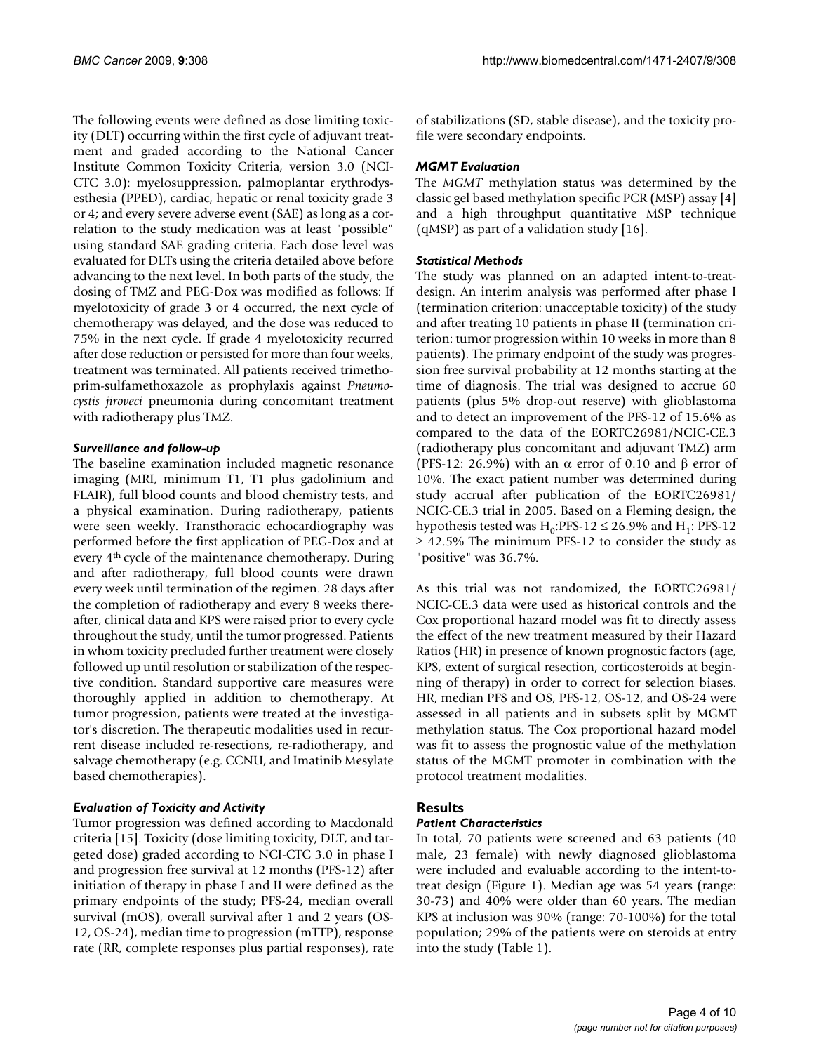The following events were defined as dose limiting toxicity (DLT) occurring within the first cycle of adjuvant treatment and graded according to the National Cancer Institute Common Toxicity Criteria, version 3.0 (NCI-CTC 3.0): myelosuppression, palmoplantar erythrodysesthesia (PPED), cardiac, hepatic or renal toxicity grade 3 or 4; and every severe adverse event (SAE) as long as a correlation to the study medication was at least "possible" using standard SAE grading criteria. Each dose level was evaluated for DLTs using the criteria detailed above before advancing to the next level. In both parts of the study, the dosing of TMZ and PEG-Dox was modified as follows: If myelotoxicity of grade 3 or 4 occurred, the next cycle of chemotherapy was delayed, and the dose was reduced to 75% in the next cycle. If grade 4 myelotoxicity recurred after dose reduction or persisted for more than four weeks, treatment was terminated. All patients received trimethoprim-sulfamethoxazole as prophylaxis against *Pneumocystis jiroveci* pneumonia during concomitant treatment with radiotherapy plus TMZ.

### *Surveillance and follow-up*

The baseline examination included magnetic resonance imaging (MRI, minimum T1, T1 plus gadolinium and FLAIR), full blood counts and blood chemistry tests, and a physical examination. During radiotherapy, patients were seen weekly. Transthoracic echocardiography was performed before the first application of PEG-Dox and at every 4$^{th}$ cycle of the maintenance chemotherapy. During and after radiotherapy, full blood counts were drawn every week until termination of the regimen. 28 days after the completion of radiotherapy and every 8 weeks thereafter, clinical data and KPS were raised prior to every cycle throughout the study, until the tumor progressed. Patients in whom toxicity precluded further treatment were closely followed up until resolution or stabilization of the respective condition. Standard supportive care measures were thoroughly applied in addition to chemotherapy. At tumor progression, patients were treated at the investigator's discretion. The therapeutic modalities used in recurrent disease included re-resections, re-radiotherapy, and salvage chemotherapy (e.g. CCNU, and Imatinib Mesylate based chemotherapies).

### *Evaluation of Toxicity and Activity*

Tumor progression was defined according to Macdonald criteria [15]. Toxicity (dose limiting toxicity, DLT, and targeted dose) graded according to NCI-CTC 3.0 in phase I and progression free survival at 12 months (PFS-12) after initiation of therapy in phase I and II were defined as the primary endpoints of the study; PFS-24, median overall survival (mOS), overall survival after 1 and 2 years (OS-12, OS-24), median time to progression (mTTP), response rate (RR, complete responses plus partial responses), rate of stabilizations (SD, stable disease), and the toxicity profile were secondary endpoints.

### *MGMT Evaluation*

The *MGMT* methylation status was determined by the classic gel based methylation specific PCR (MSP) assay [4] and a high throughput quantitative MSP technique (qMSP) as part of a validation study [16].

### *Statistical Methods*

The study was planned on an adapted intent-to-treat-design. An interim analysis was performed after phase I (termination criterion: unacceptable toxicity) of the study and after treating 10 patients in phase II (termination criterion: tumor progression within 10 weeks in more than 8 patients). The primary endpoint of the study was progression free survival probability at 12 months starting at the time of diagnosis. The trial was designed to accrue 60 patients (plus 5% drop-out reserve) with glioblastoma and to detect an improvement of the PFS-12 of 15.6% as compared to the data of the EORTC26981/NCIC-CE.3 (radiotherapy plus concomitant and adjuvant TMZ) arm (PFS-12: 26.9%) with an $\alpha$ error of 0.10 and $\beta$ error of 10%. The exact patient number was determined during study accrual after publication of the EORTC26981/NCIC-CE.3 trial in 2005. Based on a Fleming design, the hypothesis tested was $H_0$:PFS-12 $\leq$ 26.9% and $H_1$: PFS-12 $\geq$ 42.5% The minimum PFS-12 to consider the study as "positive" was 36.7%.

As this trial was not randomized, the EORTC26981/NCIC-CE.3 data were used as historical controls and the Cox proportional hazard model was fit to directly assess the effect of the new treatment measured by their Hazard Ratios (HR) in presence of known prognostic factors (age, KPS, extent of surgical resection, corticosteroids at beginning of therapy) in order to correct for selection biases. HR, median PFS and OS, PFS-12, OS-12, and OS-24 were assessed in all patients and in subsets split by MGMT methylation status. The Cox proportional hazard model was fit to assess the prognostic value of the methylation status of the MGMT promoter in combination with the protocol treatment modalities.

## Results

### *Patient Characteristics*

In total, 70 patients were screened and 63 patients (40 male, 23 female) with newly diagnosed glioblastoma were included and evaluable according to the intent-to-treat design (Figure 1). Median age was 54 years (range: 30-73) and 40% were older than 60 years. The median KPS at inclusion was 90% (range: 70-100%) for the total population; 29% of the patients were on steroids at entry into the study (Table 1).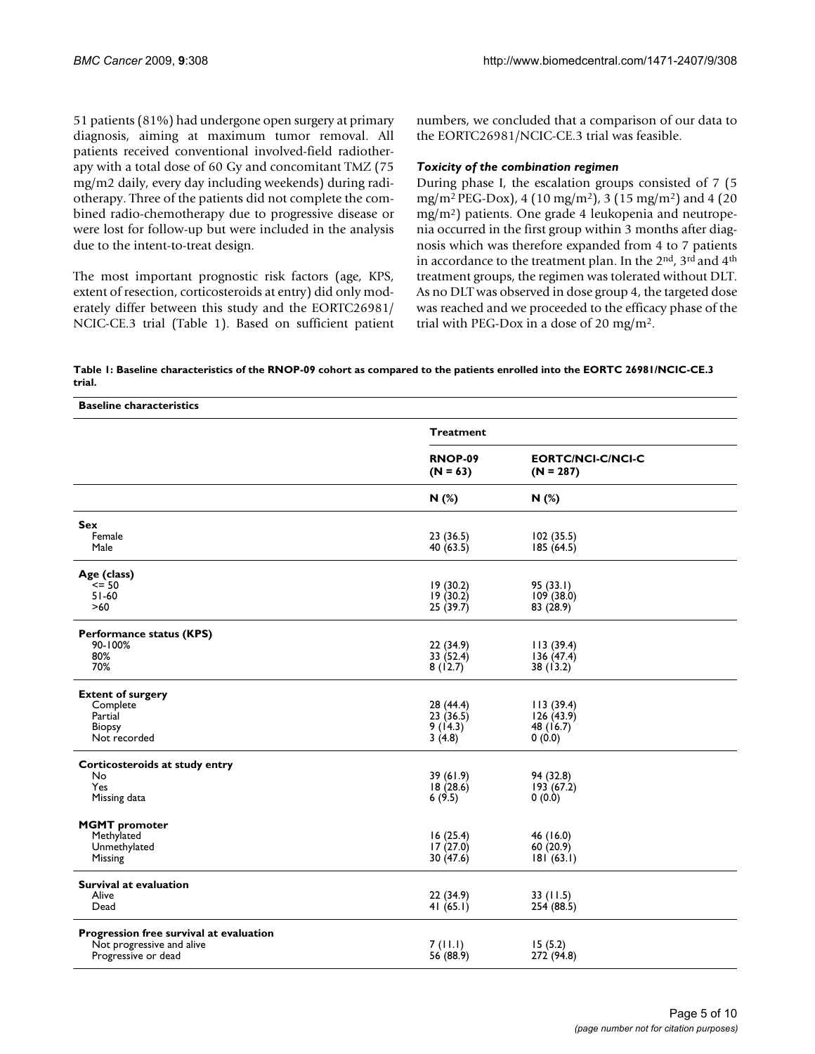51 patients (81%) had undergone open surgery at primary diagnosis, aiming at maximum tumor removal. All patients received conventional involved-field radiotherapy with a total dose of 60 Gy and concomitant TMZ (75 mg/m2 daily, every day including weekends) during radiotherapy. Three of the patients did not complete the combined radio-chemotherapy due to progressive disease or were lost for follow-up but were included in the analysis due to the intent-to-treat design.

The most important prognostic risk factors (age, KPS, extent of resection, corticosteroids at entry) did only moderately differ between this study and the EORTC26981/NCIC-CE.3 trial (Table 1). Based on sufficient patient numbers, we concluded that a comparison of our data to the EORTC26981/NCIC-CE.3 trial was feasible.

### *Toxicity of the combination regimen*

During phase I, the escalation groups consisted of 7 (5 mg/m$^2$ PEG-Dox), 4 (10 mg/m$^2$), 3 (15 mg/m$^2$) and 4 (20 mg/m$^2$) patients. One grade 4 leukopenia and neutropenia occurred in the first group within 3 months after diagnosis which was therefore expanded from 4 to 7 patients in accordance to the treatment plan. In the 2$^{nd}$, 3$^{rd}$ and 4$^{th}$ treatment groups, the regimen was tolerated without DLT. As no DLT was observed in dose group 4, the targeted dose was reached and we proceeded to the efficacy phase of the trial with PEG-Dox in a dose of 20 mg/m$^2$.

**Table 1: Baseline characteristics of the RNOP-09 cohort as compared to the patients enrolled into the EORTC 26981/NCIC-CE.3 trial.**

| Baseline characteristics | Treatment | |
|---|---|---|
| | RNOP-09 (N = 63) | EORTC/NCI-C/NCI-C (N = 287) |
| | N (%) | N (%) |
| **Sex** | | |
| Female | 23 (36.5) | 102 (35.5) |
| Male | 40 (63.5) | 185 (64.5) |
| **Age (class)** | | |
| <= 50 | 19 (30.2) | 95 (33.1) |
| 51-60 | 19 (30.2) | 109 (38.0) |
| >60 | 25 (39.7) | 83 (28.9) |
| **Performance status (KPS)** | | |
| 90-100% | 22 (34.9) | 113 (39.4) |
| 80% | 33 (52.4) | 136 (47.4) |
| 70% | 8 (12.7) | 38 (13.2) |
| **Extent of surgery** | | |
| Complete | 28 (44.4) | 113 (39.4) |
| Partial | 23 (36.5) | 126 (43.9) |
| Biopsy | 9 (14.3) | 48 (16.7) |
| Not recorded | 3 (4.8) | 0 (0.0) |
| **Corticosteroids at study entry** | | |
| No | 39 (61.9) | 94 (32.8) |
| Yes | 18 (28.6) | 193 (67.2) |
| Missing data | 6 (9.5) | 0 (0.0) |
| **MGMT promoter** | | |
| Methylated | 16 (25.4) | 46 (16.0) |
| Unmethylated | 17 (27.0) | 60 (20.9) |
| Missing | 30 (47.6) | 181 (63.1) |
| **Survival at evaluation** | | |
| Alive | 22 (34.9) | 33 (11.5) |
| Dead | 41 (65.1) | 254 (88.5) |
| **Progression free survival at evaluation** | | |
| Not progressive and alive | 7 (11.1) | 15 (5.2) |
| Progressive or dead | 56 (88.9) | 272 (94.8) |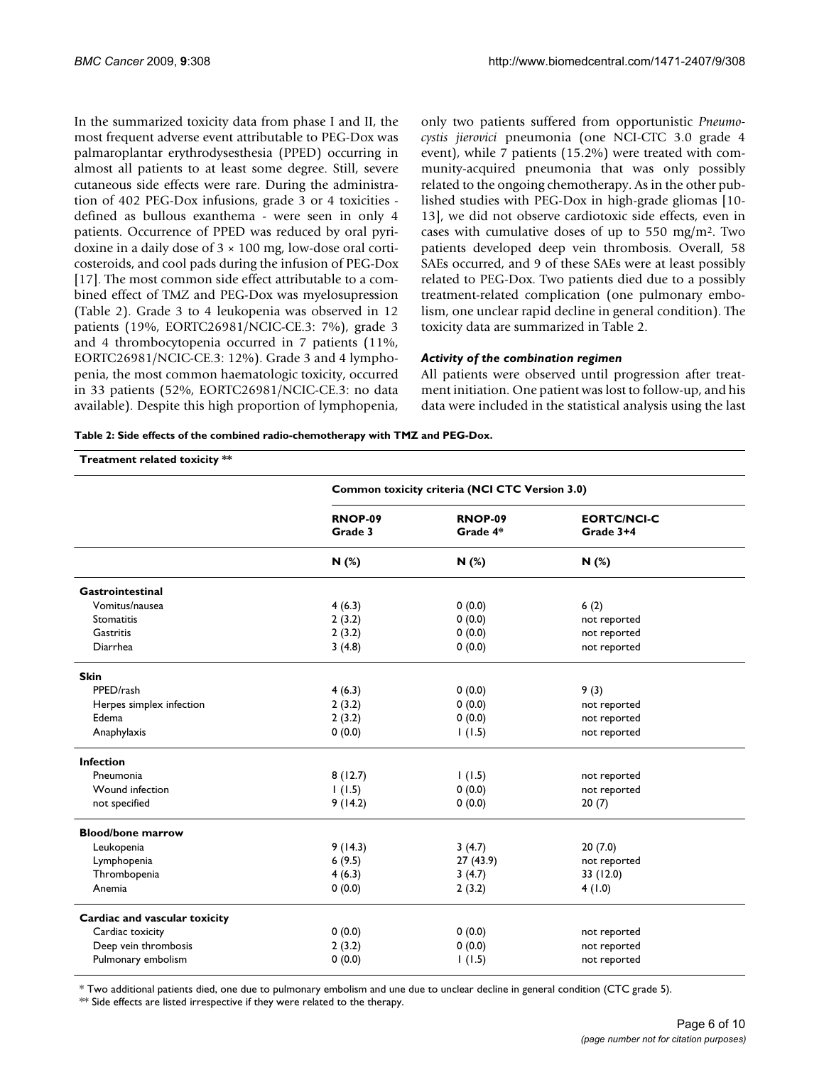In the summarized toxicity data from phase I and II, the most frequent adverse event attributable to PEG-Dox was palmaroplantar erythrodysesthesia (PPED) occurring in almost all patients to at least some degree. Still, severe cutaneous side effects were rare. During the administration of 402 PEG-Dox infusions, grade 3 or 4 toxicities - defined as bullous exanthema - were seen in only 4 patients. Occurrence of PPED was reduced by oral pyridoxine in a daily dose of 3 × 100 mg, low-dose oral corticosteroids, and cool pads during the infusion of PEG-Dox [17]. The most common side effect attributable to a combined effect of TMZ and PEG-Dox was myelosupression (Table 2). Grade 3 to 4 leukopenia was observed in 12 patients (19%, EORTC26981/NCIC-CE.3: 7%), grade 3 and 4 thrombocytopenia occurred in 7 patients (11%, EORTC26981/NCIC-CE.3: 12%). Grade 3 and 4 lymphopenia, the most common haematologic toxicity, occurred in 33 patients (52%, EORTC26981/NCIC-CE.3: no data available). Despite this high proportion of lymphopenia, only two patients suffered from opportunistic *Pneumocystis jierovici* pneumonia (one NCI-CTC 3.0 grade 4 event), while 7 patients (15.2%) were treated with community-acquired pneumonia that was only possibly related to the ongoing chemotherapy. As in the other published studies with PEG-Dox in high-grade gliomas [10-13], we did not observe cardiotoxic side effects, even in cases with cumulative doses of up to 550 mg/m$^2$. Two patients developed deep vein thrombosis. Overall, 58 SAEs occurred, and 9 of these SAEs were at least possibly related to PEG-Dox. Two patients died due to a possibly treatment-related complication (one pulmonary embolism, one unclear rapid decline in general condition). The toxicity data are summarized in Table 2.

### *Activity of the combination regimen*

All patients were observed until progression after treatment initiation. One patient was lost to follow-up, and his data were included in the statistical analysis using the last

**Table 2: Side effects of the combined radio-chemotherapy with TMZ and PEG-Dox.**

| Treatment related toxicity ** | Common toxicity criteria (NCI CTC Version 3.0) | | |
|---|---|---|---|
| | RNOP-09 Grade 3 | RNOP-09 Grade 4* | EORTC/NCI-C Grade 3+4 |
| | N (%) | N (%) | N (%) |
| **Gastrointestinal** | | | |
| Vomitus/nausea | 4 (6.3) | 0 (0.0) | 6 (2) |
| Stomatitis | 2 (3.2) | 0 (0.0) | not reported |
| Gastritis | 2 (3.2) | 0 (0.0) | not reported |
| Diarrhea | 3 (4.8) | 0 (0.0) | not reported |
| **Skin** | | | |
| PPED/rash | 4 (6.3) | 0 (0.0) | 9 (3) |
| Herpes simplex infection | 2 (3.2) | 0 (0.0) | not reported |
| Edema | 2 (3.2) | 0 (0.0) | not reported |
| Anaphylaxis | 0 (0.0) | 1 (1.5) | not reported |
| **Infection** | | | |
| Pneumonia | 8 (12.7) | 1 (1.5) | not reported |
| Wound infection | 1 (1.5) | 0 (0.0) | not reported |
| not specified | 9 (14.2) | 0 (0.0) | 20 (7) |
| **Blood/bone marrow** | | | |
| Leukopenia | 9 (14.3) | 3 (4.7) | 20 (7.0) |
| Lymphopenia | 6 (9.5) | 27 (43.9) | not reported |
| Thrombopenia | 4 (6.3) | 3 (4.7) | 33 (12.0) |
| Anemia | 0 (0.0) | 2 (3.2) | 4 (1.0) |
| **Cardiac and vascular toxicity** | | | |
| Cardiac toxicity | 0 (0.0) | 0 (0.0) | not reported |
| Deep vein thrombosis | 2 (3.2) | 0 (0.0) | not reported |
| Pulmonary embolism | 0 (0.0) | 1 (1.5) | not reported |

* Two additional patients died, one due to pulmonary embolism and une due to unclear decline in general condition (CTC grade 5).

** Side effects are listed irrespective if they were related to the therapy.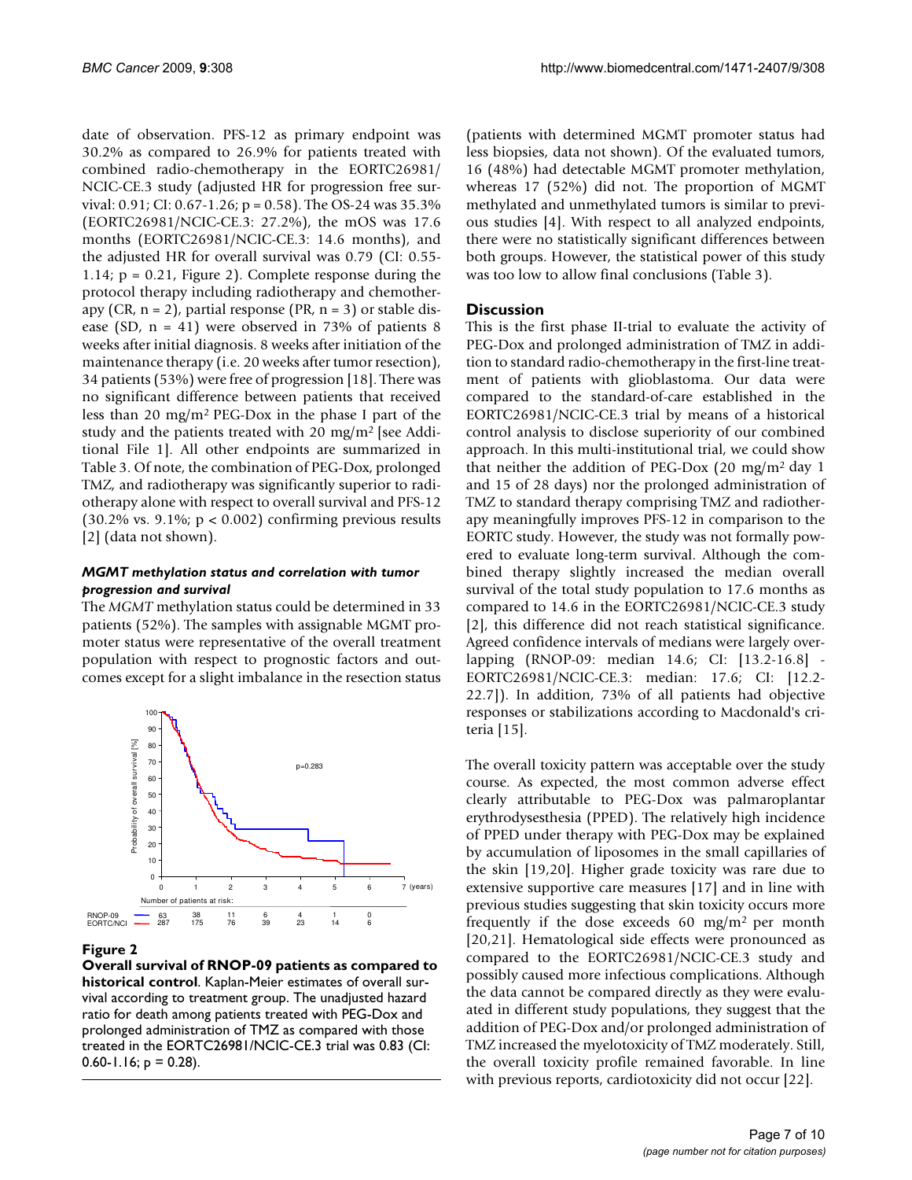date of observation. PFS-12 as primary endpoint was 30.2% as compared to 26.9% for patients treated with combined radio-chemotherapy in the EORTC26981/NCIC-CE.3 study (adjusted HR for progression free survival: 0.91; CI: 0.67-1.26; p = 0.58). The OS-24 was 35.3% (EORTC26981/NCIC-CE.3: 27.2%), the mOS was 17.6 months (EORTC26981/NCIC-CE.3: 14.6 months), and the adjusted HR for overall survival was 0.79 (CI: 0.55-1.14; p = 0.21, Figure 2). Complete response during the protocol therapy including radiotherapy and chemotherapy (CR, n = 2), partial response (PR, n = 3) or stable disease (SD, n = 41) were observed in 73% of patients 8 weeks after initial diagnosis. 8 weeks after initiation of the maintenance therapy (i.e. 20 weeks after tumor resection), 34 patients (53%) were free of progression [18]. There was no significant difference between patients that received less than 20 mg/m² PEG-Dox in the phase I part of the study and the patients treated with 20 mg/m² [see Additional File 1]. All other endpoints are summarized in Table 3. Of note, the combination of PEG-Dox, prolonged TMZ, and radiotherapy was significantly superior to radiotherapy alone with respect to overall survival and PFS-12 (30.2% vs. 9.1%; p < 0.002) confirming previous results [2] (data not shown).

### *MGMT methylation status and correlation with tumor progression and survival*

The *MGMT* methylation status could be determined in 33 patients (52%). The samples with assignable MGMT promoter status were representative of the overall treatment population with respect to prognostic factors and outcomes except for a slight imbalance in the resection status (patients with determined MGMT promoter status had less biopsies, data not shown). Of the evaluated tumors, 16 (48%) had detectable MGMT promoter methylation, whereas 17 (52%) did not. The proportion of MGMT methylated and unmethylated tumors is similar to previous studies [4]. With respect to all analyzed endpoints, there were no statistically significant differences between both groups. However, the statistical power of this study was too low to allow final conclusions (Table 3).

**Figure 2**

**Overall survival of RNOP-09 patients as compared to historical control**. Kaplan-Meier estimates of overall survival according to treatment group. The unadjusted hazard ratio for death among patients treated with PEG-Dox and prolonged administration of TMZ as compared with those treated in the EORTC26981/NCIC-CE.3 trial was 0.83 (CI: 0.60-1.16; p = 0.28).

## Discussion

This is the first phase II-trial to evaluate the activity of PEG-Dox and prolonged administration of TMZ in addition to standard radio-chemotherapy in the first-line treatment of patients with glioblastoma. Our data were compared to the standard-of-care established in the EORTC26981/NCIC-CE.3 trial by means of a historical control analysis to disclose superiority of our combined approach. In this multi-institutional trial, we could show that neither the addition of PEG-Dox (20 mg/m² day 1 and 15 of 28 days) nor the prolonged administration of TMZ to standard therapy comprising TMZ and radiotherapy meaningfully improves PFS-12 in comparison to the EORTC study. However, the study was not formally powered to evaluate long-term survival. Although the combined therapy slightly increased the median overall survival of the total study population to 17.6 months as compared to 14.6 in the EORTC26981/NCIC-CE.3 study [2], this difference did not reach statistical significance. Agreed confidence intervals of medians were largely overlapping (RNOP-09: median 14.6; CI: [13.2-16.8] - EORTC26981/NCIC-CE.3: median: 17.6; CI: [12.2-22.7]). In addition, 73% of all patients had objective responses or stabilizations according to Macdonald's criteria [15].

The overall toxicity pattern was acceptable over the study course. As expected, the most common adverse effect clearly attributable to PEG-Dox was palmaroplantar erythrodysesthesia (PPED). The relatively high incidence of PPED under therapy with PEG-Dox may be explained by accumulation of liposomes in the small capillaries of the skin [19,20]. Higher grade toxicity was rare due to extensive supportive care measures [17] and in line with previous studies suggesting that skin toxicity occurs more frequently if the dose exceeds 60 mg/m² per month [20,21]. Hematological side effects were pronounced as compared to the EORTC26981/NCIC-CE.3 study and possibly caused more infectious complications. Although the data cannot be compared directly as they were evaluated in different study populations, they suggest that the addition of PEG-Dox and/or prolonged administration of TMZ increased the myelotoxicity of TMZ moderately. Still, the overall toxicity profile remained favorable. In line with previous reports, cardiotoxicity did not occur [22].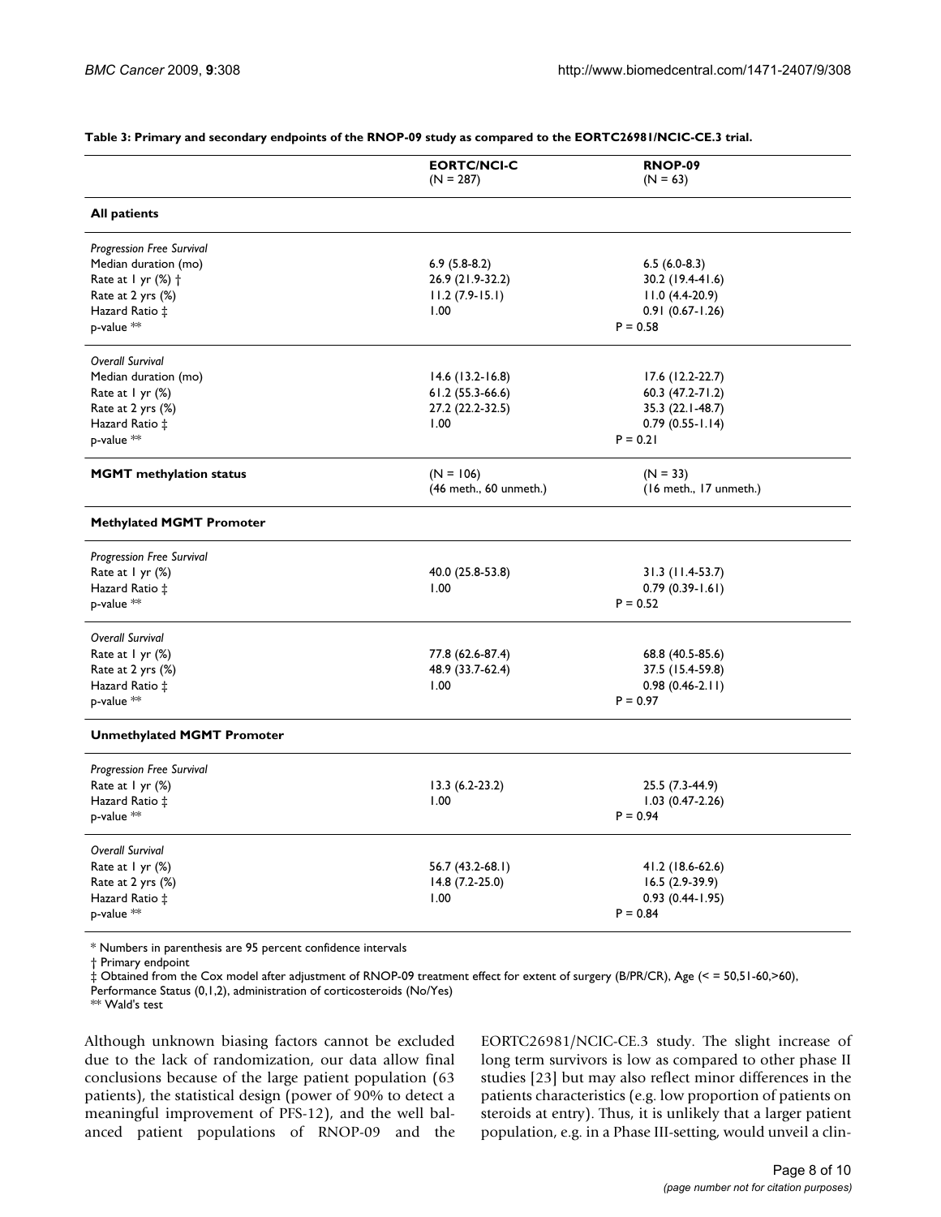**Table 3: Primary and secondary endpoints of the RNOP-09 study as compared to the EORTC26981/NCIC-CE.3 trial.**

| | EORTC/NCI-C (N = 287) | RNOP-09 (N = 63) |
|---|---|---|
| **All patients** | | |
| *Progression Free Survival* | | |
| Median duration (mo) | 6.9 (5.8-8.2) | 6.5 (6.0-8.3) |
| Rate at 1 yr (%) † | 26.9 (21.9-32.2) | 30.2 (19.4-41.6) |
| Rate at 2 yrs (%) | 11.2 (7.9-15.1) | 11.0 (4.4-20.9) |
| Hazard Ratio ‡ | 1.00 | 0.91 (0.67-1.26) |
| p-value ** | P = 0.58 | |
| *Overall Survival* | | |
| Median duration (mo) | 14.6 (13.2-16.8) | 17.6 (12.2-22.7) |
| Rate at 1 yr (%) | 61.2 (55.3-66.6) | 60.3 (47.2-71.2) |
| Rate at 2 yrs (%) | 27.2 (22.2-32.5) | 35.3 (22.1-48.7) |
| Hazard Ratio ‡ | 1.00 | 0.79 (0.55-1.14) |
| p-value ** | P = 0.21 | |
| **MGMT methylation status** | (N = 106) (46 meth., 60 unmeth.) | (N = 33) (16 meth., 17 unmeth.) |
| **Methylated MGMT Promoter** | | |
| *Progression Free Survival* | | |
| Rate at 1 yr (%) | 40.0 (25.8-53.8) | 31.3 (11.4-53.7) |
| Hazard Ratio ‡ | 1.00 | 0.79 (0.39-1.61) |
| p-value ** | P = 0.52 | |
| *Overall Survival* | | |
| Rate at 1 yr (%) | 77.8 (62.6-87.4) | 68.8 (40.5-85.6) |
| Rate at 2 yrs (%) | 48.9 (33.7-62.4) | 37.5 (15.4-59.8) |
| Hazard Ratio ‡ | 1.00 | 0.98 (0.46-2.11) |
| p-value ** | P = 0.97 | |
| **Unmethylated MGMT Promoter** | | |
| *Progression Free Survival* | | |
| Rate at 1 yr (%) | 13.3 (6.2-23.2) | 25.5 (7.3-44.9) |
| Hazard Ratio ‡ | 1.00 | 1.03 (0.47-2.26) |
| p-value ** | P = 0.94 | |
| *Overall Survival* | | |
| Rate at 1 yr (%) | 56.7 (43.2-68.1) | 41.2 (18.6-62.6) |
| Rate at 2 yrs (%) | 14.8 (7.2-25.0) | 16.5 (2.9-39.9) |
| Hazard Ratio ‡ | 1.00 | 0.93 (0.44-1.95) |
| p-value ** | P = 0.84 | |

* Numbers in parenthesis are 95 percent confidence intervals
† Primary endpoint
‡ Obtained from the Cox model after adjustment of RNOP-09 treatment effect for extent of surgery (B/PR/CR), Age (< = 50,51-60,>60), Performance Status (0,1,2), administration of corticosteroids (No/Yes)
** Wald's test

Although unknown biasing factors cannot be excluded due to the lack of randomization, our data allow final conclusions because of the large patient population (63 patients), the statistical design (power of 90% to detect a meaningful improvement of PFS-12), and the well balanced patient populations of RNOP-09 and the EORTC26981/NCIC-CE.3 study. The slight increase of long term survivors is low as compared to other phase II studies [23] but may also reflect minor differences in the patients characteristics (e.g. low proportion of patients on steroids at entry). Thus, it is unlikely that a larger patient population, e.g. in a Phase III-setting, would unveil a clin-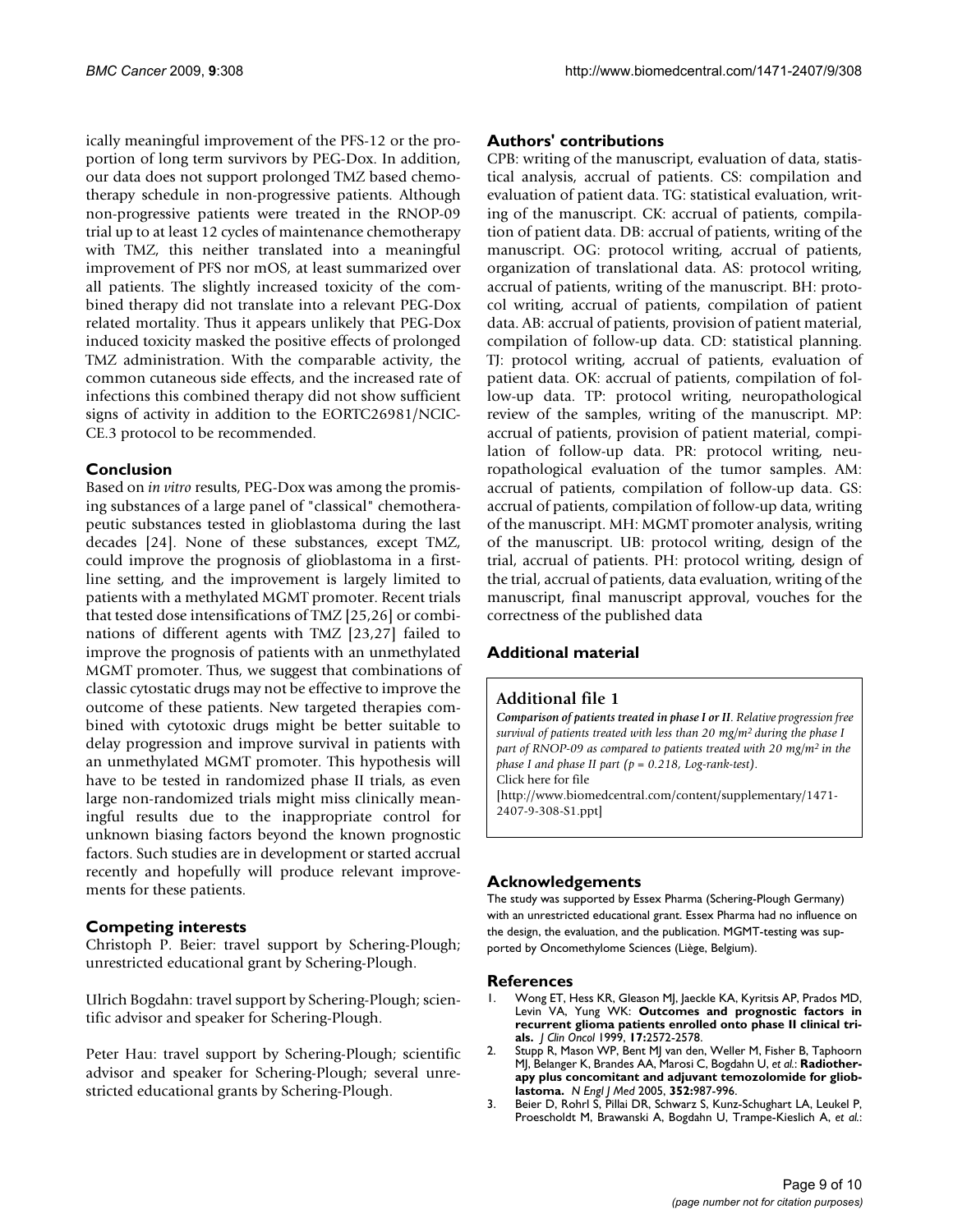ically meaningful improvement of the PFS-12 or the proportion of long term survivors by PEG-Dox. In addition, our data does not support prolonged TMZ based chemotherapy schedule in non-progressive patients. Although non-progressive patients were treated in the RNOP-09 trial up to at least 12 cycles of maintenance chemotherapy with TMZ, this neither translated into a meaningful improvement of PFS nor mOS, at least summarized over all patients. The slightly increased toxicity of the combined therapy did not translate into a relevant PEG-Dox related mortality. Thus it appears unlikely that PEG-Dox induced toxicity masked the positive effects of prolonged TMZ administration. With the comparable activity, the common cutaneous side effects, and the increased rate of infections this combined therapy did not show sufficient signs of activity in addition to the EORTC26981/NCIC-CE.3 protocol to be recommended.

## Conclusion

Based on *in vitro* results, PEG-Dox was among the promising substances of a large panel of "classical" chemotherapeutic substances tested in glioblastoma during the last decades [24]. None of these substances, except TMZ, could improve the prognosis of glioblastoma in a first-line setting, and the improvement is largely limited to patients with a methylated MGMT promoter. Recent trials that tested dose intensifications of TMZ [25,26] or combinations of different agents with TMZ [23,27] failed to improve the prognosis of patients with an unmethylated MGMT promoter. Thus, we suggest that combinations of classic cytostatic drugs may not be effective to improve the outcome of these patients. New targeted therapies combined with cytotoxic drugs might be better suitable to delay progression and improve survival in patients with an unmethylated MGMT promoter. This hypothesis will have to be tested in randomized phase II trials, as even large non-randomized trials might miss clinically meaningful results due to the inappropriate control for unknown biasing factors beyond the known prognostic factors. Such studies are in development or started accrual recently and hopefully will produce relevant improvements for these patients.

## Competing interests

Christoph P. Beier: travel support by Schering-Plough; unrestricted educational grant by Schering-Plough.

Ulrich Bogdahn: travel support by Schering-Plough; scientific advisor and speaker for Schering-Plough.

Peter Hau: travel support by Schering-Plough; scientific advisor and speaker for Schering-Plough; several unrestricted educational grants by Schering-Plough.

## Authors' contributions

CPB: writing of the manuscript, evaluation of data, statistical analysis, accrual of patients. CS: compilation and evaluation of patient data. TG: statistical evaluation, writing of the manuscript. CK: accrual of patients, compilation of patient data. DB: accrual of patients, writing of the manuscript. OG: protocol writing, accrual of patients, organization of translational data. AS: protocol writing, accrual of patients, writing of the manuscript. BH: protocol writing, accrual of patients, compilation of patient data. AB: accrual of patients, provision of patient material, compilation of follow-up data. CD: statistical planning. TJ: protocol writing, accrual of patients, evaluation of patient data. OK: accrual of patients, compilation of follow-up data. TP: protocol writing, neuropathological review of the samples, writing of the manuscript. MP: accrual of patients, provision of patient material, compilation of follow-up data. PR: protocol writing, neuropathological evaluation of the tumor samples. AM: accrual of patients, compilation of follow-up data. GS: accrual of patients, compilation of follow-up data, writing of the manuscript. MH: MGMT promoter analysis, writing of the manuscript. UB: protocol writing, design of the trial, accrual of patients. PH: protocol writing, design of the trial, accrual of patients, data evaluation, writing of the manuscript, final manuscript approval, vouches for the correctness of the published data

## Additional material

### Additional file 1

***Comparison of patients treated in phase I or II***. *Relative progression free survival of patients treated with less than 20 mg/m² during the phase I part of RNOP-09 as compared to patients treated with 20 mg/m² in the phase I and phase II part (p = 0.218, Log-rank-test).*
Click here for file
[http://www.biomedcentral.com/content/supplementary/1471-2407-9-308-S1.ppt]

## Acknowledgements

The study was supported by Essex Pharma (Schering-Plough Germany) with an unrestricted educational grant. Essex Pharma had no influence on the design, the evaluation, and the publication. MGMT-testing was supported by Oncomethylome Sciences (Liège, Belgium).

## References

1. Wong ET, Hess KR, Gleason MJ, Jaeckle KA, Kyritsis AP, Prados MD, Levin VA, Yung WK: **Outcomes and prognostic factors in recurrent glioma patients enrolled onto phase II clinical trials.** *J Clin Oncol* 1999, **17:**2572-2578.
2. Stupp R, Mason WP, Bent MJ van den, Weller M, Fisher B, Taphoorn MJ, Belanger K, Brandes AA, Marosi C, Bogdahn U, *et al.*: **Radiotherapy plus concomitant and adjuvant temozolomide for glioblastoma.** *N Engl J Med* 2005, **352:**987-996.
3. Beier D, Rohrl S, Pillai DR, Schwarz S, Kunz-Schughart LA, Leukel P, Proescholdt M, Brawanski A, Bogdahn U, Trampe-Kieslich A, *et al.*: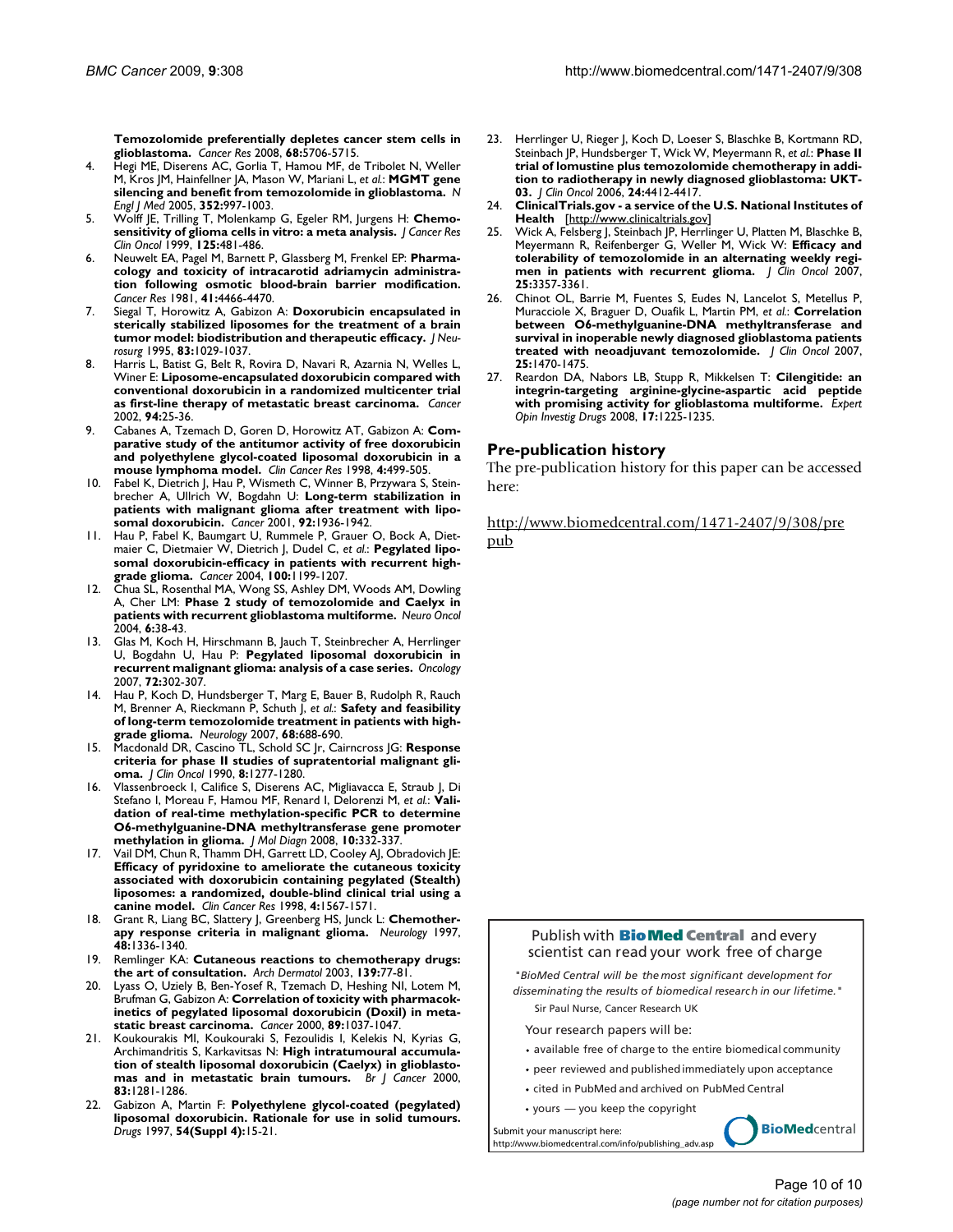**Temozolomide preferentially depletes cancer stem cells in glioblastoma.** *Cancer Res* 2008, **68:**5706-5715.

4. Hegi ME, Diserens AC, Gorlia T, Hamou MF, de Tribolet N, Weller M, Kros JM, Hainfellner JA, Mason W, Mariani L, *et al.*: **MGMT gene silencing and benefit from temozolomide in glioblastoma.** *N Engl J Med* 2005, **352:**997-1003.
5. Wolff JE, Trilling T, Molenkamp G, Egeler RM, Jurgens H: **Chemosensitivity of glioma cells in vitro: a meta analysis.** *J Cancer Res Clin Oncol* 1999, **125:**481-486.
6. Neuwelt EA, Pagel M, Barnett P, Glassberg M, Frenkel EP: **Pharmacology and toxicity of intracarotid adriamycin administration following osmotic blood-brain barrier modification.** *Cancer Res* 1981, **41:**4466-4470.
7. Siegal T, Horowitz A, Gabizon A: **Doxorubicin encapsulated in sterically stabilized liposomes for the treatment of a brain tumor model: biodistribution and therapeutic efficacy.** *J Neurosurg* 1995, **83:**1029-1037.
8. Harris L, Batist G, Belt R, Rovira D, Navari R, Azarnia N, Welles L, Winer E: **Liposome-encapsulated doxorubicin compared with conventional doxorubicin in a randomized multicenter trial as first-line therapy of metastatic breast carcinoma.** *Cancer* 2002, **94:**25-36.
9. Cabanes A, Tzemach D, Goren D, Horowitz AT, Gabizon A: **Comparative study of the antitumor activity of free doxorubicin and polyethylene glycol-coated liposomal doxorubicin in a mouse lymphoma model.** *Clin Cancer Res* 1998, **4:**499-505.
10. Fabel K, Dietrich J, Hau P, Wismeth C, Winner B, Przywara S, Steinbrecher A, Ullrich W, Bogdahn U: **Long-term stabilization in patients with malignant glioma after treatment with liposomal doxorubicin.** *Cancer* 2001, **92:**1936-1942.
11. Hau P, Fabel K, Baumgart U, Rummele P, Grauer O, Bock A, Dietmaier C, Dietmaier W, Dietrich J, Dudel C, *et al.*: **Pegylated liposomal doxorubicin-efficacy in patients with recurrent high-grade glioma.** *Cancer* 2004, **100:**1199-1207.
12. Chua SL, Rosenthal MA, Wong SS, Ashley DM, Woods AM, Dowling A, Cher LM: **Phase 2 study of temozolomide and Caelyx in patients with recurrent glioblastoma multiforme.** *Neuro Oncol* 2004, **6:**38-43.
13. Glas M, Koch H, Hirschmann B, Jauch T, Steinbrecher A, Herrlinger U, Bogdahn U, Hau P: **Pegylated liposomal doxorubicin in recurrent malignant glioma: analysis of a case series.** *Oncology* 2007, **72:**302-307.
14. Hau P, Koch D, Hundsberger T, Marg E, Bauer B, Rudolph R, Rauch M, Brenner A, Rieckmann P, Schuth J, *et al.*: **Safety and feasibility of long-term temozolomide treatment in patients with high-grade glioma.** *Neurology* 2007, **68:**688-690.
15. Macdonald DR, Cascino TL, Schold SC Jr, Cairncross JG: **Response criteria for phase II studies of supratentorial malignant glioma.** *J Clin Oncol* 1990, **8:**1277-1280.
16. Vlassenbroeck I, Califice S, Diserens AC, Migliavacca E, Straub J, Di Stefano I, Moreau F, Hamou MF, Renard I, Delorenzi M, *et al.*: **Validation of real-time methylation-specific PCR to determine O6-methylguanine-DNA methyltransferase gene promoter methylation in glioma.** *J Mol Diagn* 2008, **10:**332-337.
17. Vail DM, Chun R, Thamm DH, Garrett LD, Cooley AJ, Obradovich JE: **Efficacy of pyridoxine to ameliorate the cutaneous toxicity associated with doxorubicin containing pegylated (Stealth) liposomes: a randomized, double-blind clinical trial using a canine model.** *Clin Cancer Res* 1998, **4:**1567-1571.
18. Grant R, Liang BC, Slattery J, Greenberg HS, Junck L: **Chemotherapy response criteria in malignant glioma.** *Neurology* 1997, **48:**1336-1340.
19. Remlinger KA: **Cutaneous reactions to chemotherapy drugs: the art of consultation.** *Arch Dermatol* 2003, **139:**77-81.
20. Lyass O, Uziely B, Ben-Yosef R, Tzemach D, Heshing NI, Lotem M, Brufman G, Gabizon A: **Correlation of toxicity with pharmacokinetics of pegylated liposomal doxorubicin (Doxil) in metastatic breast carcinoma.** *Cancer* 2000, **89:**1037-1047.
21. Koukourakis MI, Koukouraki S, Fezoulidis I, Kelekis N, Kyrias G, Archimandritis S, Karkavitsas N: **High intratumoural accumulation of stealth liposomal doxorubicin (Caelyx) in glioblastomas and in metastatic brain tumours.** *Br J Cancer* 2000, **83:**1281-1286.
22. Gabizon A, Martin F: **Polyethylene glycol-coated (pegylated) liposomal doxorubicin. Rationale for use in solid tumours.** *Drugs* 1997, **54(Suppl 4):**15-21.
23. Herrlinger U, Rieger J, Koch D, Loeser S, Blaschke B, Kortmann RD, Steinbach JP, Hundsberger T, Wick W, Meyermann R, *et al.*: **Phase II trial of lomustine plus temozolomide chemotherapy in addition to radiotherapy in newly diagnosed glioblastoma: UKT-03.** *J Clin Oncol* 2006, **24:**4412-4417.
24. **ClinicalTrials.gov - a service of the U.S. National Institutes of Health** [http://www.clinicaltrials.gov]
25. Wick A, Felsberg J, Steinbach JP, Herrlinger U, Platten M, Blaschke B, Meyermann R, Reifenberger G, Weller M, Wick W: **Efficacy and tolerability of temozolomide in an alternating weekly regimen in patients with recurrent glioma.** *J Clin Oncol* 2007, **25:**3357-3361.
26. Chinot OL, Barrie M, Fuentes S, Eudes N, Lancelot S, Metellus P, Muracciole X, Braguer D, Ouafik L, Martin PM, *et al.*: **Correlation between O6-methylguanine-DNA methyltransferase and survival in inoperable newly diagnosed glioblastoma patients treated with neoadjuvant temozolomide.** *J Clin Oncol* 2007, **25:**1470-1475.
27. Reardon DA, Nabors LB, Stupp R, Mikkelsen T: **Cilengitide: an integrin-targeting arginine-glycine-aspartic acid peptide with promising activity for glioblastoma multiforme.** *Expert Opin Investig Drugs* 2008, **17:**1225-1235.

## Pre-publication history

The pre-publication history for this paper can be accessed here:

http://www.biomedcentral.com/1471-2407/9/308/prepub

Publish with **BioMed Central** and every scientist can read your work free of charge

*"BioMed Central will be the most significant development for disseminating the results of biomedical research in our lifetime."*

Sir Paul Nurse, Cancer Research UK

Your research papers will be:

- available free of charge to the entire biomedical community
- peer reviewed and published immediately upon acceptance
- cited in PubMed and archived on PubMed Central
- yours — you keep the copyright

Submit your manuscript here:
http://www.biomedcentral.com/info/publishing_adv.asp

BioMedcentral